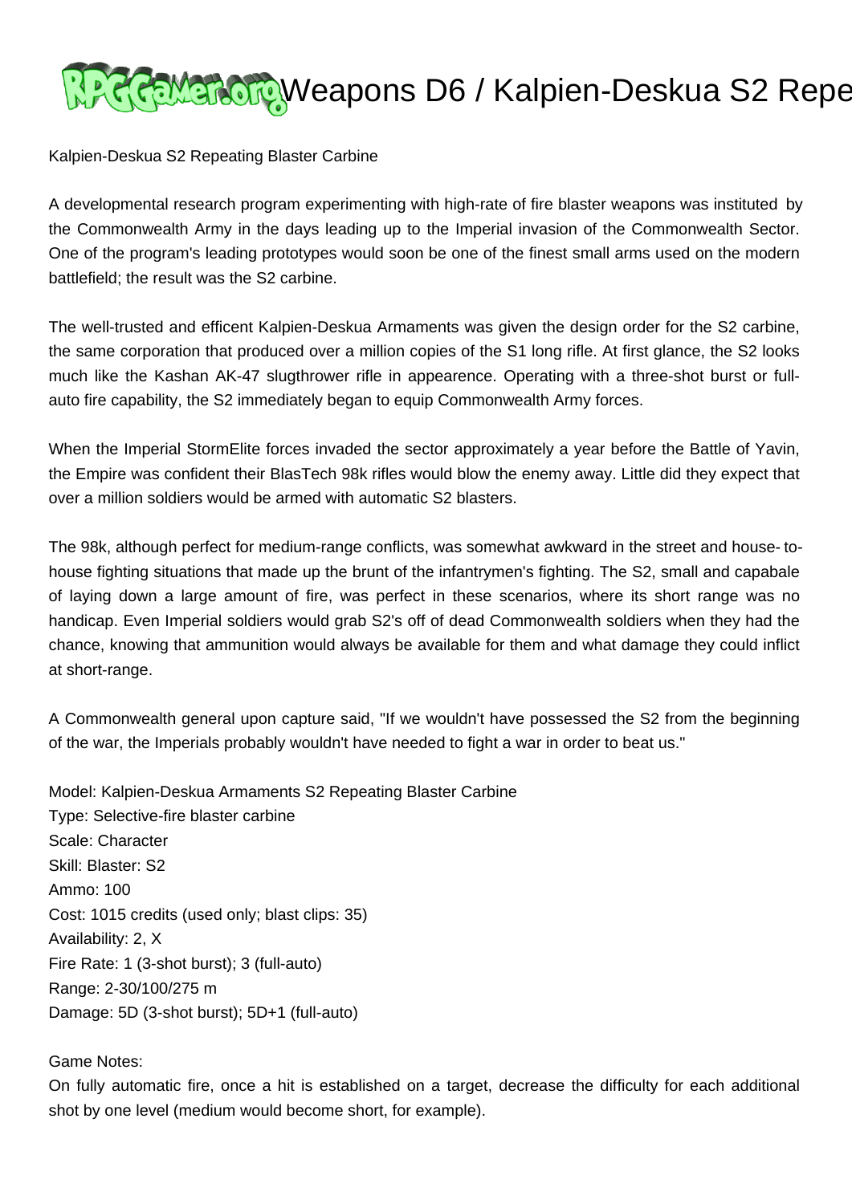# Weapons D6 / Kalpien-Deskua S2 Repe

Kalpien-Deskua S2 Repeating Blaster Carbine

A developmental research program experimenting with high-rate of fire blaster weapons was instituted by the Commonwealth Army in the days leading up to the Imperial invasion of the Commonwealth Sector. One of the program's leading prototypes would soon be one of the finest small arms used on the modern battlefield; the result was the S2 carbine.

The well-trusted and efficent Kalpien-Deskua Armaments was given the design order for the S2 carbine, the same corporation that produced over a million copies of the S1 long rifle. At first glance, the S2 looks much like the Kashan AK-47 slugthrower rifle in appearence. Operating with a three-shot burst or full-auto fire capability, the S2 immediately began to equip Commonwealth Army forces.

When the Imperial StormElite forces invaded the sector approximately a year before the Battle of Yavin, the Empire was confident their BlasTech 98k rifles would blow the enemy away. Little did they expect that over a million soldiers would be armed with automatic S2 blasters.

The 98k, although perfect for medium-range conflicts, was somewhat awkward in the street and house- to-house fighting situations that made up the brunt of the infantrymen's fighting. The S2, small and capabale of laying down a large amount of fire, was perfect in these scenarios, where its short range was no handicap. Even Imperial soldiers would grab S2's off of dead Commonwealth soldiers when they had the chance, knowing that ammunition would always be available for them and what damage they could inflict at short-range.

A Commonwealth general upon capture said, "If we wouldn't have possessed the S2 from the beginning of the war, the Imperials probably wouldn't have needed to fight a war in order to beat us."

Model: Kalpien-Deskua Armaments S2 Repeating Blaster Carbine
Type: Selective-fire blaster carbine
Scale: Character
Skill: Blaster: S2
Ammo: 100
Cost: 1015 credits (used only; blast clips: 35)
Availability: 2, X
Fire Rate: 1 (3-shot burst); 3 (full-auto)
Range: 2-30/100/275 m
Damage: 5D (3-shot burst); 5D+1 (full-auto)

Game Notes:
On fully automatic fire, once a hit is established on a target, decrease the difficulty for each additional shot by one level (medium would become short, for example).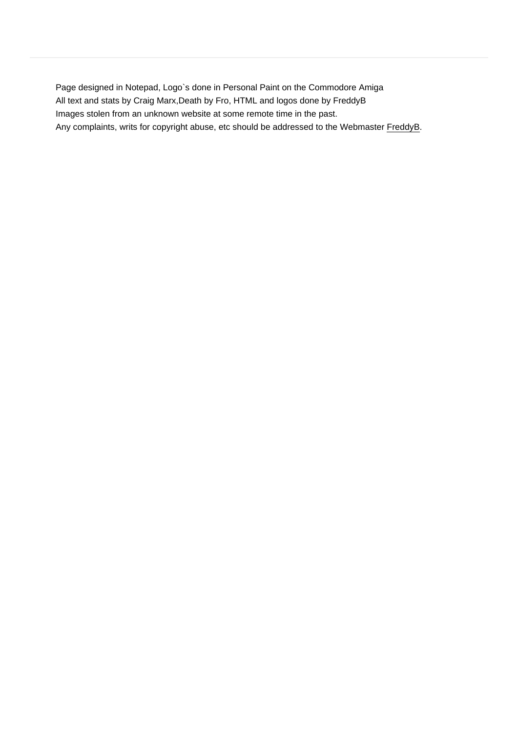---

Page designed in Notepad, Logo`s done in Personal Paint on the Commodore Amiga
All text and stats by Craig Marx,Death by Fro, HTML and logos done by FreddyB
Images stolen from an unknown website at some remote time in the past.
Any complaints, writs for copyright abuse, etc should be addressed to the Webmaster FreddyB.